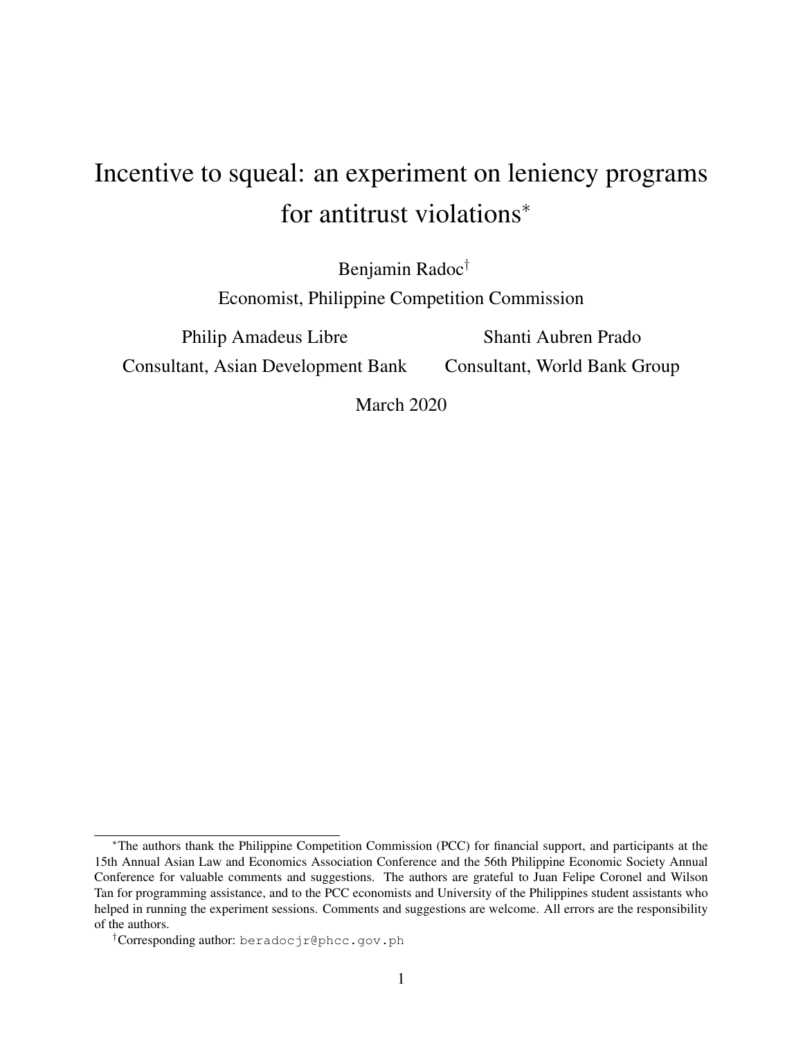# Incentive to squeal: an experiment on leniency programs for antitrust violations*

Benjamin Radoc†

Economist, Philippine Competition Commission

Philip Amadeus Libre

Consultant, Asian Development Bank

Shanti Aubren Prado

Consultant, World Bank Group

March 2020

---

*The authors thank the Philippine Competition Commission (PCC) for financial support, and participants at the 15th Annual Asian Law and Economics Association Conference and the 56th Philippine Economic Society Annual Conference for valuable comments and suggestions. The authors are grateful to Juan Felipe Coronel and Wilson Tan for programming assistance, and to the PCC economists and University of the Philippines student assistants who helped in running the experiment sessions. Comments and suggestions are welcome. All errors are the responsibility of the authors.

†Corresponding author: `beradocjr@phcc.gov.ph`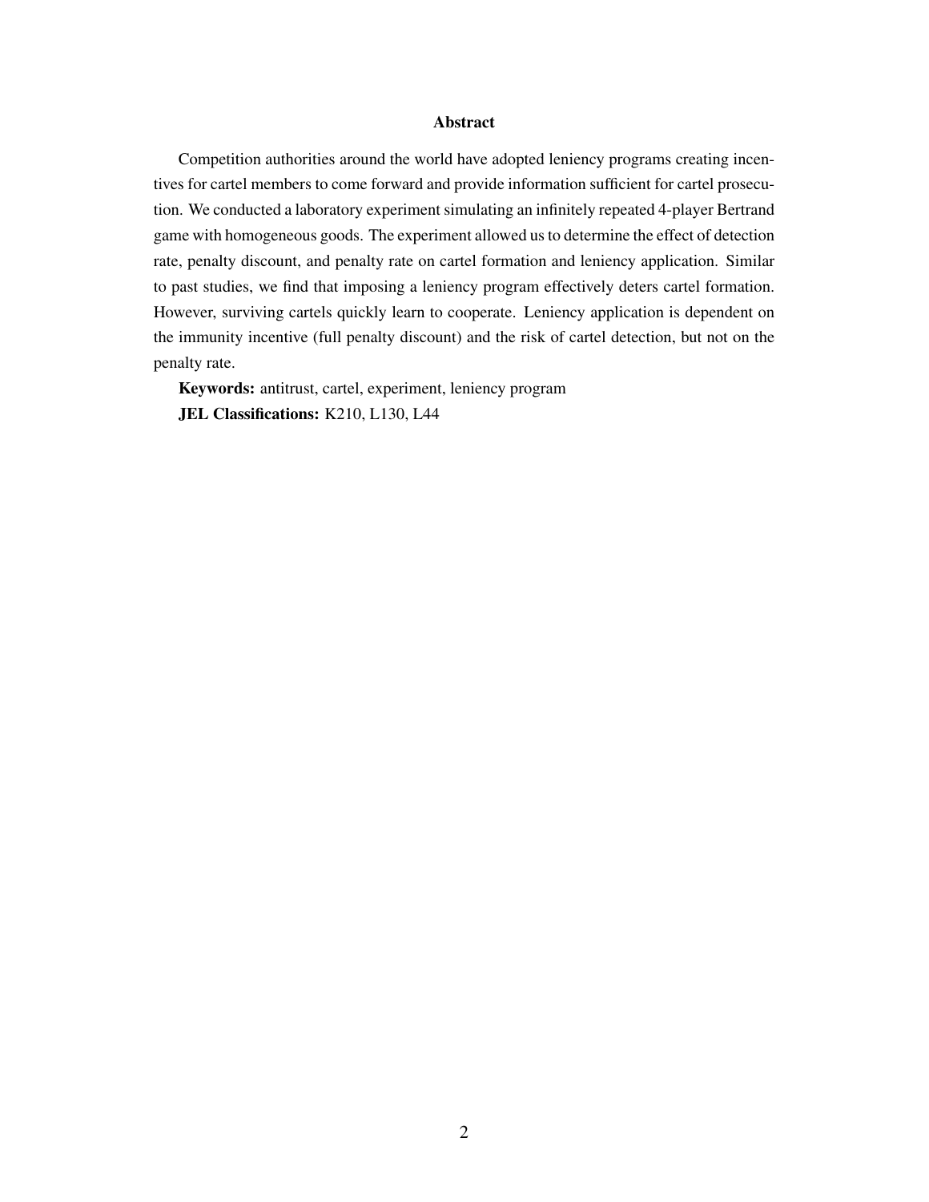## Abstract

Competition authorities around the world have adopted leniency programs creating incentives for cartel members to come forward and provide information sufficient for cartel prosecution. We conducted a laboratory experiment simulating an infinitely repeated 4-player Bertrand game with homogeneous goods. The experiment allowed us to determine the effect of detection rate, penalty discount, and penalty rate on cartel formation and leniency application. Similar to past studies, we find that imposing a leniency program effectively deters cartel formation. However, surviving cartels quickly learn to cooperate. Leniency application is dependent on the immunity incentive (full penalty discount) and the risk of cartel detection, but not on the penalty rate.

**Keywords:** antitrust, cartel, experiment, leniency program

**JEL Classifications:** K210, L130, L44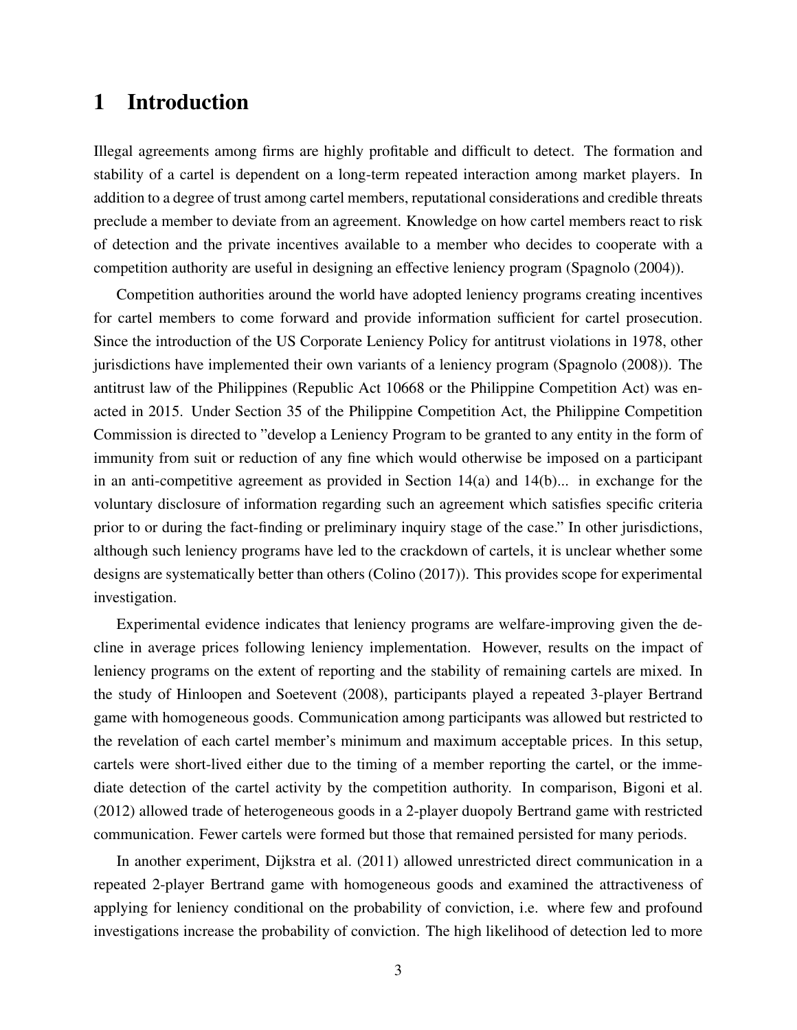# 1 Introduction

Illegal agreements among firms are highly profitable and difficult to detect. The formation and stability of a cartel is dependent on a long-term repeated interaction among market players. In addition to a degree of trust among cartel members, reputational considerations and credible threats preclude a member to deviate from an agreement. Knowledge on how cartel members react to risk of detection and the private incentives available to a member who decides to cooperate with a competition authority are useful in designing an effective leniency program (Spagnolo (2004)).

Competition authorities around the world have adopted leniency programs creating incentives for cartel members to come forward and provide information sufficient for cartel prosecution. Since the introduction of the US Corporate Leniency Policy for antitrust violations in 1978, other jurisdictions have implemented their own variants of a leniency program (Spagnolo (2008)). The antitrust law of the Philippines (Republic Act 10668 or the Philippine Competition Act) was enacted in 2015. Under Section 35 of the Philippine Competition Act, the Philippine Competition Commission is directed to "develop a Leniency Program to be granted to any entity in the form of immunity from suit or reduction of any fine which would otherwise be imposed on a participant in an anti-competitive agreement as provided in Section 14(a) and 14(b)... in exchange for the voluntary disclosure of information regarding such an agreement which satisfies specific criteria prior to or during the fact-finding or preliminary inquiry stage of the case." In other jurisdictions, although such leniency programs have led to the crackdown of cartels, it is unclear whether some designs are systematically better than others (Colino (2017)). This provides scope for experimental investigation.

Experimental evidence indicates that leniency programs are welfare-improving given the decline in average prices following leniency implementation. However, results on the impact of leniency programs on the extent of reporting and the stability of remaining cartels are mixed. In the study of Hinloopen and Soetevent (2008), participants played a repeated 3-player Bertrand game with homogeneous goods. Communication among participants was allowed but restricted to the revelation of each cartel member's minimum and maximum acceptable prices. In this setup, cartels were short-lived either due to the timing of a member reporting the cartel, or the immediate detection of the cartel activity by the competition authority. In comparison, Bigoni et al. (2012) allowed trade of heterogeneous goods in a 2-player duopoly Bertrand game with restricted communication. Fewer cartels were formed but those that remained persisted for many periods.

In another experiment, Dijkstra et al. (2011) allowed unrestricted direct communication in a repeated 2-player Bertrand game with homogeneous goods and examined the attractiveness of applying for leniency conditional on the probability of conviction, i.e. where few and profound investigations increase the probability of conviction. The high likelihood of detection led to more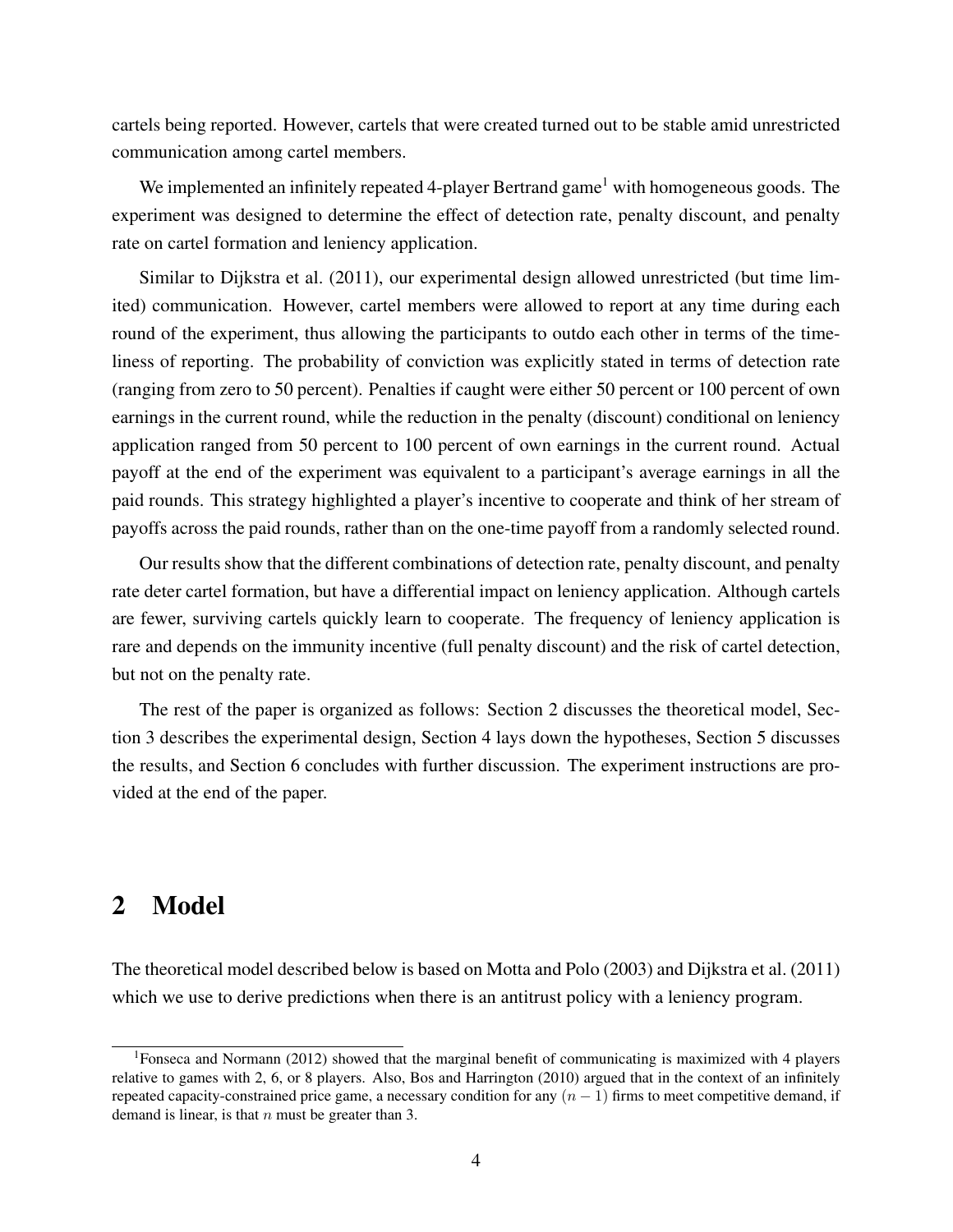cartels being reported. However, cartels that were created turned out to be stable amid unrestricted communication among cartel members.

We implemented an infinitely repeated 4-player Bertrand game[1] with homogeneous goods. The experiment was designed to determine the effect of detection rate, penalty discount, and penalty rate on cartel formation and leniency application.

Similar to Dijkstra et al. (2011), our experimental design allowed unrestricted (but time limited) communication. However, cartel members were allowed to report at any time during each round of the experiment, thus allowing the participants to outdo each other in terms of the timeliness of reporting. The probability of conviction was explicitly stated in terms of detection rate (ranging from zero to 50 percent). Penalties if caught were either 50 percent or 100 percent of own earnings in the current round, while the reduction in the penalty (discount) conditional on leniency application ranged from 50 percent to 100 percent of own earnings in the current round. Actual payoff at the end of the experiment was equivalent to a participant's average earnings in all the paid rounds. This strategy highlighted a player's incentive to cooperate and think of her stream of payoffs across the paid rounds, rather than on the one-time payoff from a randomly selected round.

Our results show that the different combinations of detection rate, penalty discount, and penalty rate deter cartel formation, but have a differential impact on leniency application. Although cartels are fewer, surviving cartels quickly learn to cooperate. The frequency of leniency application is rare and depends on the immunity incentive (full penalty discount) and the risk of cartel detection, but not on the penalty rate.

The rest of the paper is organized as follows: Section 2 discusses the theoretical model, Section 3 describes the experimental design, Section 4 lays down the hypotheses, Section 5 discusses the results, and Section 6 concludes with further discussion. The experiment instructions are provided at the end of the paper.

## 2 Model

The theoretical model described below is based on Motta and Polo (2003) and Dijkstra et al. (2011) which we use to derive predictions when there is an antitrust policy with a leniency program.

[1] Fonseca and Normann (2012) showed that the marginal benefit of communicating is maximized with 4 players relative to games with 2, 6, or 8 players. Also, Bos and Harrington (2010) argued that in the context of an infinitely repeated capacity-constrained price game, a necessary condition for any $(n-1)$ firms to meet competitive demand, if demand is linear, is that $n$ must be greater than 3.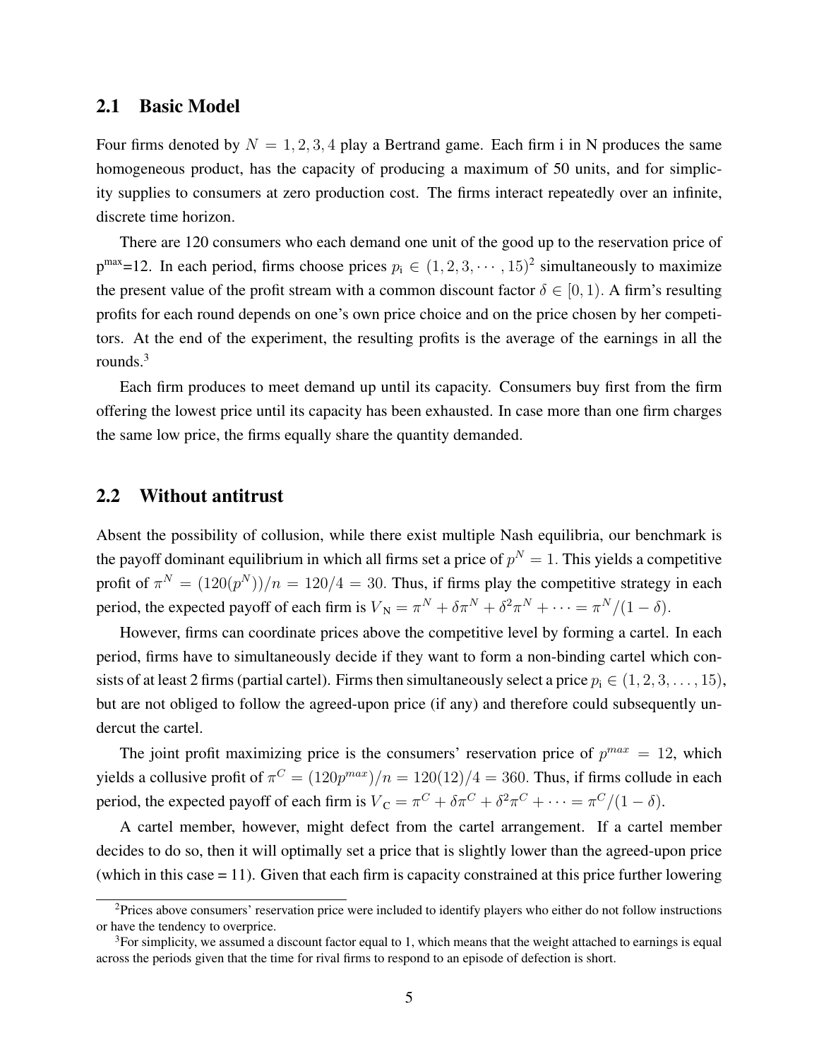## 2.1 Basic Model

Four firms denoted by $N = 1, 2, 3, 4$ play a Bertrand game. Each firm i in N produces the same homogeneous product, has the capacity of producing a maximum of 50 units, and for simplicity supplies to consumers at zero production cost. The firms interact repeatedly over an infinite, discrete time horizon.

There are 120 consumers who each demand one unit of the good up to the reservation price of $p^{max}$=12. In each period, firms choose prices $p_i \in (1, 2, 3, \cdots, 15)$[2] simultaneously to maximize the present value of the profit stream with a common discount factor $\delta \in [0, 1)$. A firm's resulting profits for each round depends on one's own price choice and on the price chosen by her competitors. At the end of the experiment, the resulting profits is the average of the earnings in all the rounds.[3]

Each firm produces to meet demand up until its capacity. Consumers buy first from the firm offering the lowest price until its capacity has been exhausted. In case more than one firm charges the same low price, the firms equally share the quantity demanded.

## 2.2 Without antitrust

Absent the possibility of collusion, while there exist multiple Nash equilibria, our benchmark is the payoff dominant equilibrium in which all firms set a price of $p^N = 1$. This yields a competitive profit of $\pi^N = (120(p^N))/n = 120/4 = 30$. Thus, if firms play the competitive strategy in each period, the expected payoff of each firm is $V_N = \pi^N + \delta\pi^N + \delta^2\pi^N + \cdots = \pi^N/(1-\delta)$.

However, firms can coordinate prices above the competitive level by forming a cartel. In each period, firms have to simultaneously decide if they want to form a non-binding cartel which consists of at least 2 firms (partial cartel). Firms then simultaneously select a price $p_i \in (1, 2, 3, \ldots, 15)$, but are not obliged to follow the agreed-upon price (if any) and therefore could subsequently undercut the cartel.

The joint profit maximizing price is the consumers' reservation price of $p^{max} = 12$, which yields a collusive profit of $\pi^C = (120p^{max})/n = 120(12)/4 = 360$. Thus, if firms collude in each period, the expected payoff of each firm is $V_C = \pi^C + \delta\pi^C + \delta^2\pi^C + \cdots = \pi^C/(1-\delta)$.

A cartel member, however, might defect from the cartel arrangement. If a cartel member decides to do so, then it will optimally set a price that is slightly lower than the agreed-upon price (which in this case = 11). Given that each firm is capacity constrained at this price further lowering

[2] Prices above consumers' reservation price were included to identify players who either do not follow instructions or have the tendency to overprice.

[3] For simplicity, we assumed a discount factor equal to 1, which means that the weight attached to earnings is equal across the periods given that the time for rival firms to respond to an episode of defection is short.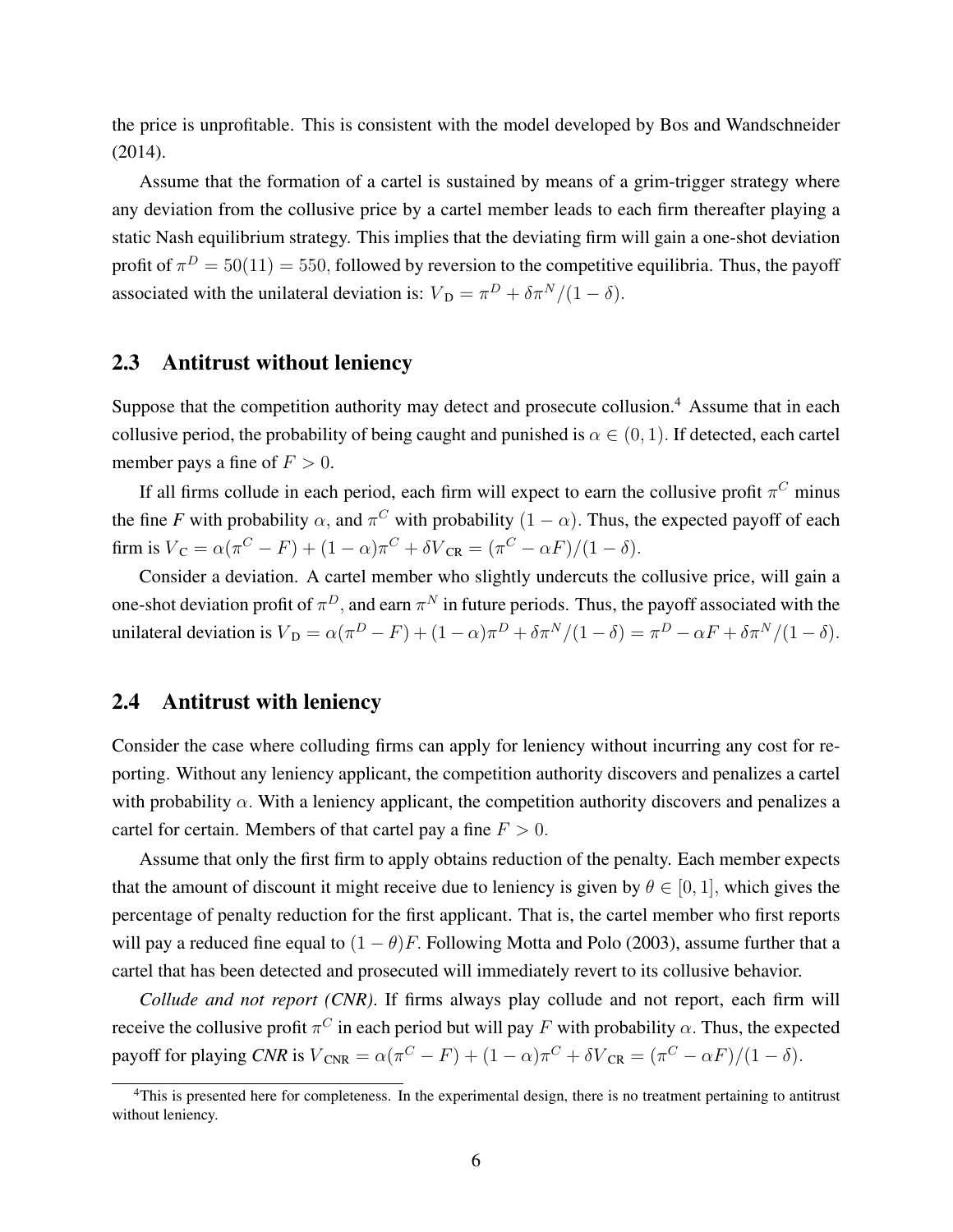the price is unprofitable. This is consistent with the model developed by Bos and Wandschneider (2014).

Assume that the formation of a cartel is sustained by means of a grim-trigger strategy where any deviation from the collusive price by a cartel member leads to each firm thereafter playing a static Nash equilibrium strategy. This implies that the deviating firm will gain a one-shot deviation profit of $\pi^D = 50(11) = 550$, followed by reversion to the competitive equilibria. Thus, the payoff associated with the unilateral deviation is: $V_{\text{D}} = \pi^D + \delta\pi^N/(1-\delta)$.

## 2.3 Antitrust without leniency

Suppose that the competition authority may detect and prosecute collusion.[4] Assume that in each collusive period, the probability of being caught and punished is $\alpha \in (0, 1)$. If detected, each cartel member pays a fine of $F > 0$.

If all firms collude in each period, each firm will expect to earn the collusive profit $\pi^C$ minus the fine *F* with probability $\alpha$, and $\pi^C$ with probability $(1-\alpha)$. Thus, the expected payoff of each firm is $V_{\text{C}} = \alpha(\pi^C - F) + (1-\alpha)\pi^C + \delta V_{\text{CR}} = (\pi^C - \alpha F)/(1-\delta)$.

Consider a deviation. A cartel member who slightly undercuts the collusive price, will gain a one-shot deviation profit of $\pi^D$, and earn $\pi^N$ in future periods. Thus, the payoff associated with the unilateral deviation is $V_{\text{D}} = \alpha(\pi^D - F) + (1-\alpha)\pi^D + \delta\pi^N/(1-\delta) = \pi^D - \alpha F + \delta\pi^N/(1-\delta)$.

## 2.4 Antitrust with leniency

Consider the case where colluding firms can apply for leniency without incurring any cost for reporting. Without any leniency applicant, the competition authority discovers and penalizes a cartel with probability $\alpha$. With a leniency applicant, the competition authority discovers and penalizes a cartel for certain. Members of that cartel pay a fine $F > 0$.

Assume that only the first firm to apply obtains reduction of the penalty. Each member expects that the amount of discount it might receive due to leniency is given by $\theta \in [0, 1]$, which gives the percentage of penalty reduction for the first applicant. That is, the cartel member who first reports will pay a reduced fine equal to $(1-\theta)F$. Following Motta and Polo (2003), assume further that a cartel that has been detected and prosecuted will immediately revert to its collusive behavior.

*Collude and not report (CNR)*. If firms always play collude and not report, each firm will receive the collusive profit $\pi^C$ in each period but will pay $F$ with probability $\alpha$. Thus, the expected payoff for playing *CNR* is $V_{\text{CNR}} = \alpha(\pi^C - F) + (1-\alpha)\pi^C + \delta V_{\text{CR}} = (\pi^C - \alpha F)/(1-\delta)$.

[4] This is presented here for completeness. In the experimental design, there is no treatment pertaining to antitrust without leniency.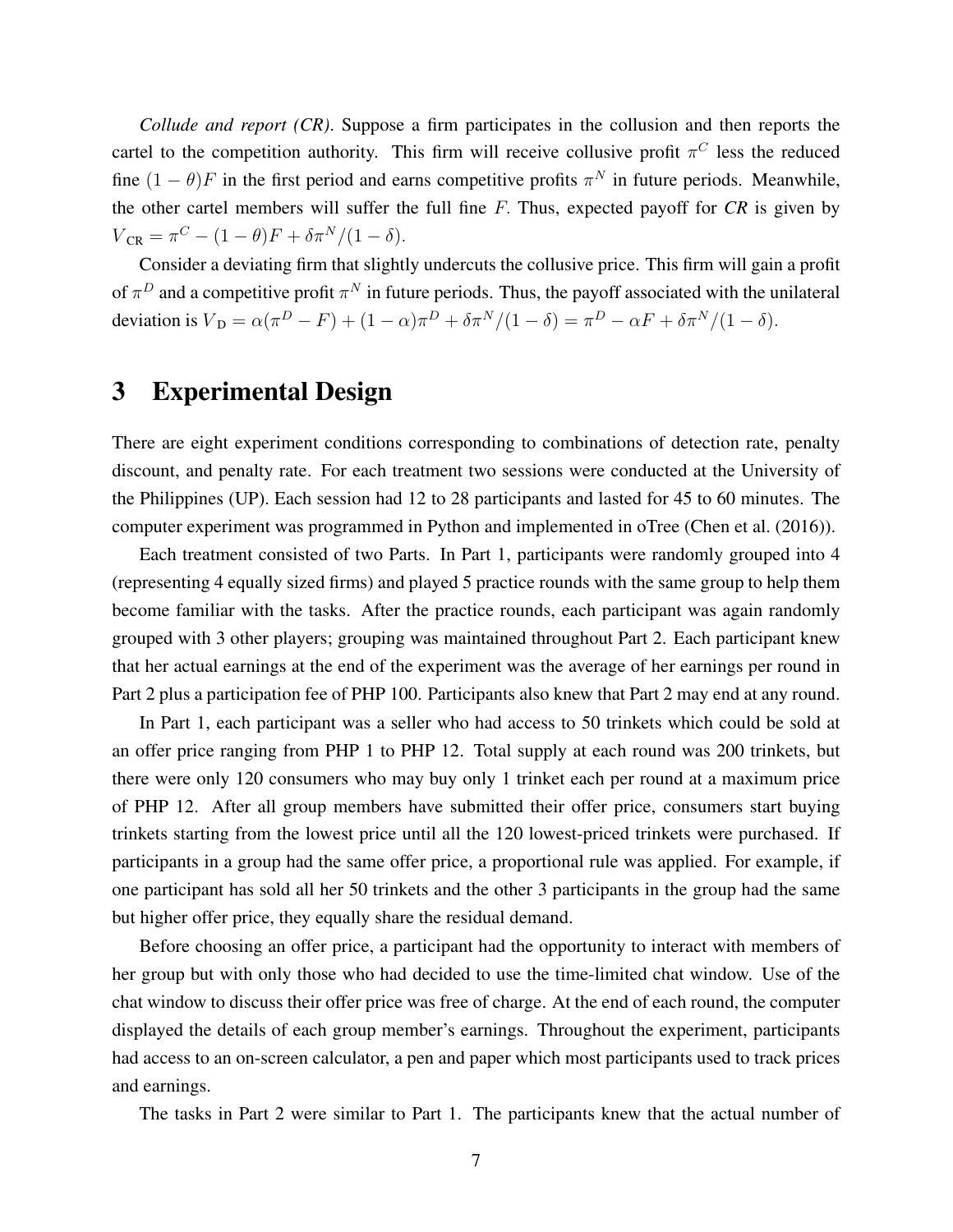*Collude and report (CR)*. Suppose a firm participates in the collusion and then reports the cartel to the competition authority. This firm will receive collusive profit $\pi^C$ less the reduced fine $(1-\theta)F$ in the first period and earns competitive profits $\pi^N$ in future periods. Meanwhile, the other cartel members will suffer the full fine $F$. Thus, expected payoff for *CR* is given by $V_{\text{CR}} = \pi^C - (1-\theta)F + \delta\pi^N/(1-\delta)$.

Consider a deviating firm that slightly undercuts the collusive price. This firm will gain a profit of $\pi^D$ and a competitive profit $\pi^N$ in future periods. Thus, the payoff associated with the unilateral deviation is $V_{\text{D}} = \alpha(\pi^D - F) + (1-\alpha)\pi^D + \delta\pi^N/(1-\delta) = \pi^D - \alpha F + \delta\pi^N/(1-\delta)$.

# 3 Experimental Design

There are eight experiment conditions corresponding to combinations of detection rate, penalty discount, and penalty rate. For each treatment two sessions were conducted at the University of the Philippines (UP). Each session had 12 to 28 participants and lasted for 45 to 60 minutes. The computer experiment was programmed in Python and implemented in oTree (Chen et al. (2016)).

Each treatment consisted of two Parts. In Part 1, participants were randomly grouped into 4 (representing 4 equally sized firms) and played 5 practice rounds with the same group to help them become familiar with the tasks. After the practice rounds, each participant was again randomly grouped with 3 other players; grouping was maintained throughout Part 2. Each participant knew that her actual earnings at the end of the experiment was the average of her earnings per round in Part 2 plus a participation fee of PHP 100. Participants also knew that Part 2 may end at any round.

In Part 1, each participant was a seller who had access to 50 trinkets which could be sold at an offer price ranging from PHP 1 to PHP 12. Total supply at each round was 200 trinkets, but there were only 120 consumers who may buy only 1 trinket each per round at a maximum price of PHP 12. After all group members have submitted their offer price, consumers start buying trinkets starting from the lowest price until all the 120 lowest-priced trinkets were purchased. If participants in a group had the same offer price, a proportional rule was applied. For example, if one participant has sold all her 50 trinkets and the other 3 participants in the group had the same but higher offer price, they equally share the residual demand.

Before choosing an offer price, a participant had the opportunity to interact with members of her group but with only those who had decided to use the time-limited chat window. Use of the chat window to discuss their offer price was free of charge. At the end of each round, the computer displayed the details of each group member's earnings. Throughout the experiment, participants had access to an on-screen calculator, a pen and paper which most participants used to track prices and earnings.

The tasks in Part 2 were similar to Part 1. The participants knew that the actual number of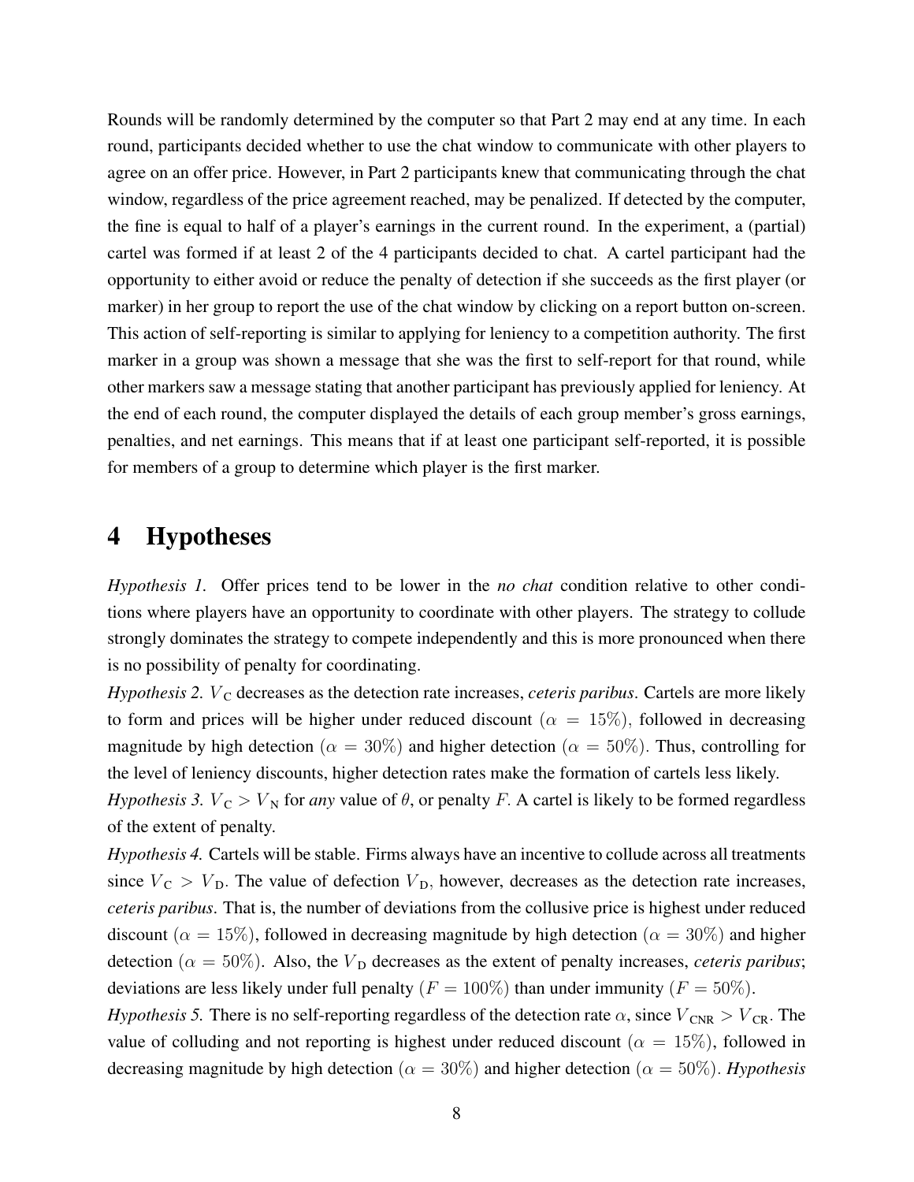Rounds will be randomly determined by the computer so that Part 2 may end at any time. In each round, participants decided whether to use the chat window to communicate with other players to agree on an offer price. However, in Part 2 participants knew that communicating through the chat window, regardless of the price agreement reached, may be penalized. If detected by the computer, the fine is equal to half of a player's earnings in the current round. In the experiment, a (partial) cartel was formed if at least 2 of the 4 participants decided to chat. A cartel participant had the opportunity to either avoid or reduce the penalty of detection if she succeeds as the first player (or marker) in her group to report the use of the chat window by clicking on a report button on-screen. This action of self-reporting is similar to applying for leniency to a competition authority. The first marker in a group was shown a message that she was the first to self-report for that round, while other markers saw a message stating that another participant has previously applied for leniency. At the end of each round, the computer displayed the details of each group member's gross earnings, penalties, and net earnings. This means that if at least one participant self-reported, it is possible for members of a group to determine which player is the first marker.

# 4 Hypotheses

*Hypothesis 1.* Offer prices tend to be lower in the *no chat* condition relative to other conditions where players have an opportunity to coordinate with other players. The strategy to collude strongly dominates the strategy to compete independently and this is more pronounced when there is no possibility of penalty for coordinating.

*Hypothesis 2.* $V_{\text{C}}$ decreases as the detection rate increases, *ceteris paribus*. Cartels are more likely to form and prices will be higher under reduced discount ($\alpha = 15\%$), followed in decreasing magnitude by high detection ($\alpha = 30\%$) and higher detection ($\alpha = 50\%$). Thus, controlling for the level of leniency discounts, higher detection rates make the formation of cartels less likely.

*Hypothesis 3.* $V_{\text{C}} > V_{\text{N}}$ for *any* value of $\theta$, or penalty $F$. A cartel is likely to be formed regardless of the extent of penalty.

*Hypothesis 4.* Cartels will be stable. Firms always have an incentive to collude across all treatments since $V_{\text{C}} > V_{\text{D}}$. The value of defection $V_{\text{D}}$, however, decreases as the detection rate increases, *ceteris paribus*. That is, the number of deviations from the collusive price is highest under reduced discount ($\alpha = 15\%$), followed in decreasing magnitude by high detection ($\alpha = 30\%$) and higher detection ($\alpha = 50\%$). Also, the $V_{\text{D}}$ decreases as the extent of penalty increases, *ceteris paribus*; deviations are less likely under full penalty ($F = 100\%$) than under immunity ($F = 50\%$).

*Hypothesis 5.* There is no self-reporting regardless of the detection rate $\alpha$, since $V_{\text{CNR}} > V_{\text{CR}}$. The value of colluding and not reporting is highest under reduced discount ($\alpha = 15\%$), followed in decreasing magnitude by high detection ($\alpha = 30\%$) and higher detection ($\alpha = 50\%$). *Hypothesis*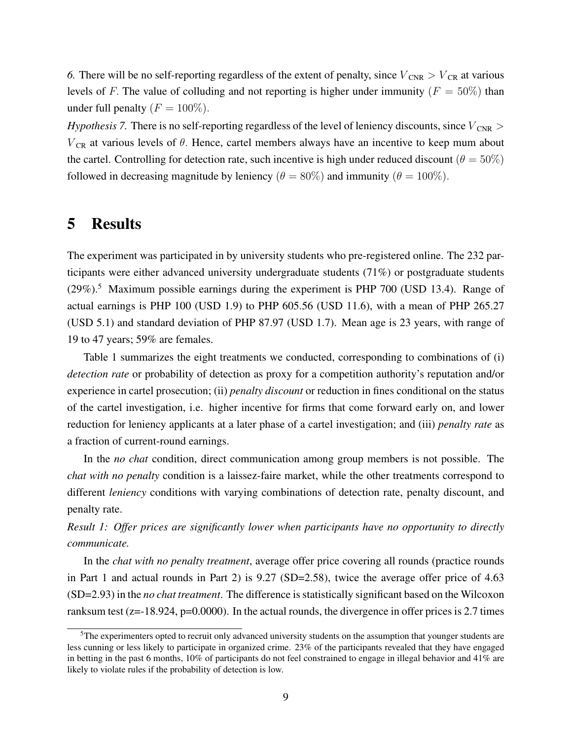6. There will be no self-reporting regardless of the extent of penalty, since $V_{\text{CNR}} > V_{\text{CR}}$ at various levels of $F$. The value of colluding and not reporting is higher under immunity ($F = 50\%$) than under full penalty ($F = 100\%$).

*Hypothesis 7.* There is no self-reporting regardless of the level of leniency discounts, since $V_{\text{CNR}} > V_{\text{CR}}$ at various levels of $\theta$. Hence, cartel members always have an incentive to keep mum about the cartel. Controlling for detection rate, such incentive is high under reduced discount ($\theta = 50\%$) followed in decreasing magnitude by leniency ($\theta = 80\%$) and immunity ($\theta = 100\%$).

# 5 Results

The experiment was participated in by university students who pre-registered online. The 232 participants were either advanced university undergraduate students (71%) or postgraduate students (29%).[5] Maximum possible earnings during the experiment is PHP 700 (USD 13.4). Range of actual earnings is PHP 100 (USD 1.9) to PHP 605.56 (USD 11.6), with a mean of PHP 265.27 (USD 5.1) and standard deviation of PHP 87.97 (USD 1.7). Mean age is 23 years, with range of 19 to 47 years; 59% are females.

Table 1 summarizes the eight treatments we conducted, corresponding to combinations of (i) *detection rate* or probability of detection as proxy for a competition authority's reputation and/or experience in cartel prosecution; (ii) *penalty discount* or reduction in fines conditional on the status of the cartel investigation, i.e. higher incentive for firms that come forward early on, and lower reduction for leniency applicants at a later phase of a cartel investigation; and (iii) *penalty rate* as a fraction of current-round earnings.

In the *no chat* condition, direct communication among group members is not possible. The *chat with no penalty* condition is a laissez-faire market, while the other treatments correspond to different *leniency* conditions with varying combinations of detection rate, penalty discount, and penalty rate.

*Result 1: Offer prices are significantly lower when participants have no opportunity to directly communicate.*

In the *chat with no penalty treatment*, average offer price covering all rounds (practice rounds in Part 1 and actual rounds in Part 2) is 9.27 (SD=2.58), twice the average offer price of 4.63 (SD=2.93) in the *no chat treatment*. The difference is statistically significant based on the Wilcoxon ranksum test (z=-18.924, p=0.0000). In the actual rounds, the divergence in offer prices is 2.7 times

[5] The experimenters opted to recruit only advanced university students on the assumption that younger students are less cunning or less likely to participate in organized crime. 23% of the participants revealed that they have engaged in betting in the past 6 months, 10% of participants do not feel constrained to engage in illegal behavior and 41% are likely to violate rules if the probability of detection is low.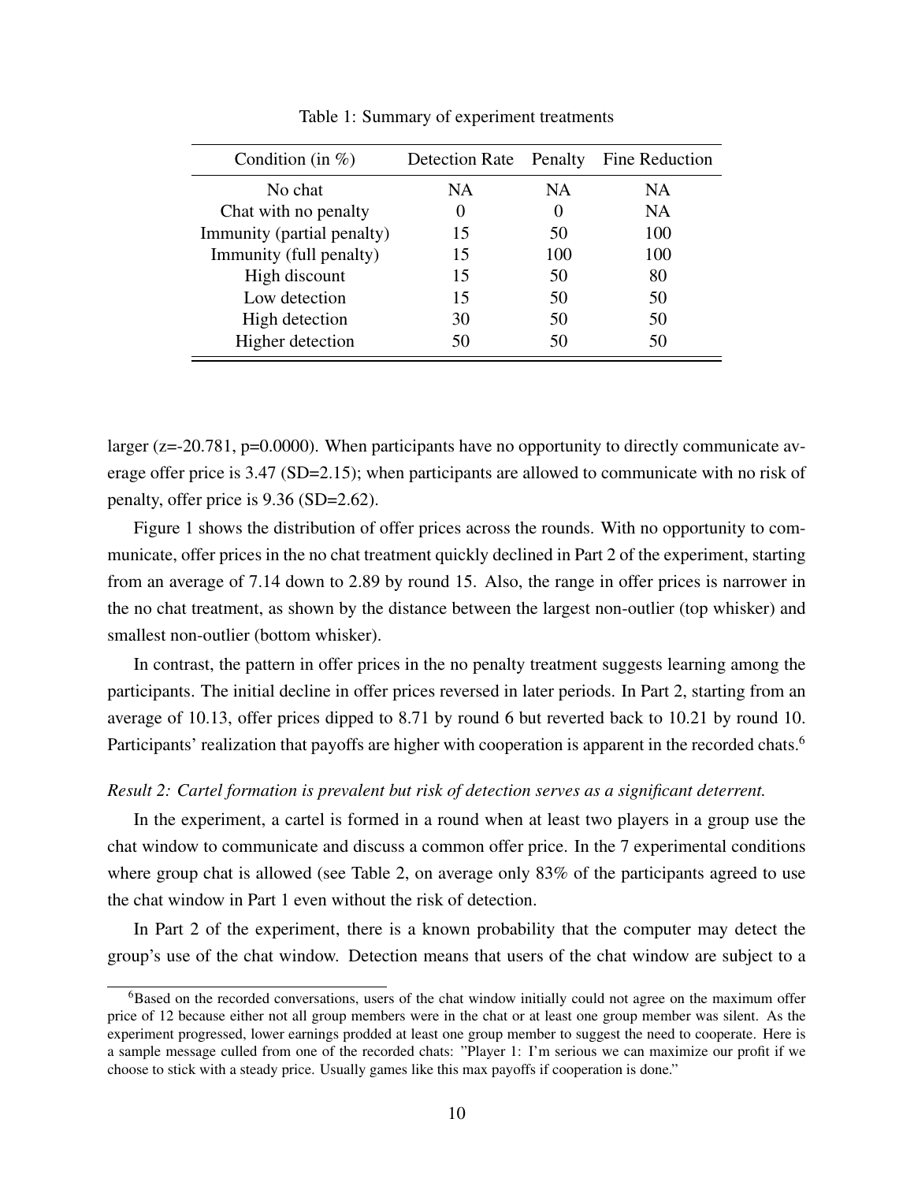Table 1: Summary of experiment treatments

| Condition (in %) | Detection Rate | Penalty | Fine Reduction |
|---|---|---|---|
| No chat | NA | NA | NA |
| Chat with no penalty | 0 | 0 | NA |
| Immunity (partial penalty) | 15 | 50 | 100 |
| Immunity (full penalty) | 15 | 100 | 100 |
| High discount | 15 | 50 | 80 |
| Low detection | 15 | 50 | 50 |
| High detection | 30 | 50 | 50 |
| Higher detection | 50 | 50 | 50 |

larger (z=-20.781, p=0.0000). When participants have no opportunity to directly communicate average offer price is 3.47 (SD=2.15); when participants are allowed to communicate with no risk of penalty, offer price is 9.36 (SD=2.62).

Figure 1 shows the distribution of offer prices across the rounds. With no opportunity to communicate, offer prices in the no chat treatment quickly declined in Part 2 of the experiment, starting from an average of 7.14 down to 2.89 by round 15. Also, the range in offer prices is narrower in the no chat treatment, as shown by the distance between the largest non-outlier (top whisker) and smallest non-outlier (bottom whisker).

In contrast, the pattern in offer prices in the no penalty treatment suggests learning among the participants. The initial decline in offer prices reversed in later periods. In Part 2, starting from an average of 10.13, offer prices dipped to 8.71 by round 6 but reverted back to 10.21 by round 10. Participants' realization that payoffs are higher with cooperation is apparent in the recorded chats.[6]

*Result 2: Cartel formation is prevalent but risk of detection serves as a significant deterrent.*

In the experiment, a cartel is formed in a round when at least two players in a group use the chat window to communicate and discuss a common offer price. In the 7 experimental conditions where group chat is allowed (see Table 2, on average only 83% of the participants agreed to use the chat window in Part 1 even without the risk of detection.

In Part 2 of the experiment, there is a known probability that the computer may detect the group's use of the chat window. Detection means that users of the chat window are subject to a

[6]Based on the recorded conversations, users of the chat window initially could not agree on the maximum offer price of 12 because either not all group members were in the chat or at least one group member was silent. As the experiment progressed, lower earnings prodded at least one group member to suggest the need to cooperate. Here is a sample message culled from one of the recorded chats: "Player 1: I'm serious we can maximize our profit if we choose to stick with a steady price. Usually games like this max payoffs if cooperation is done."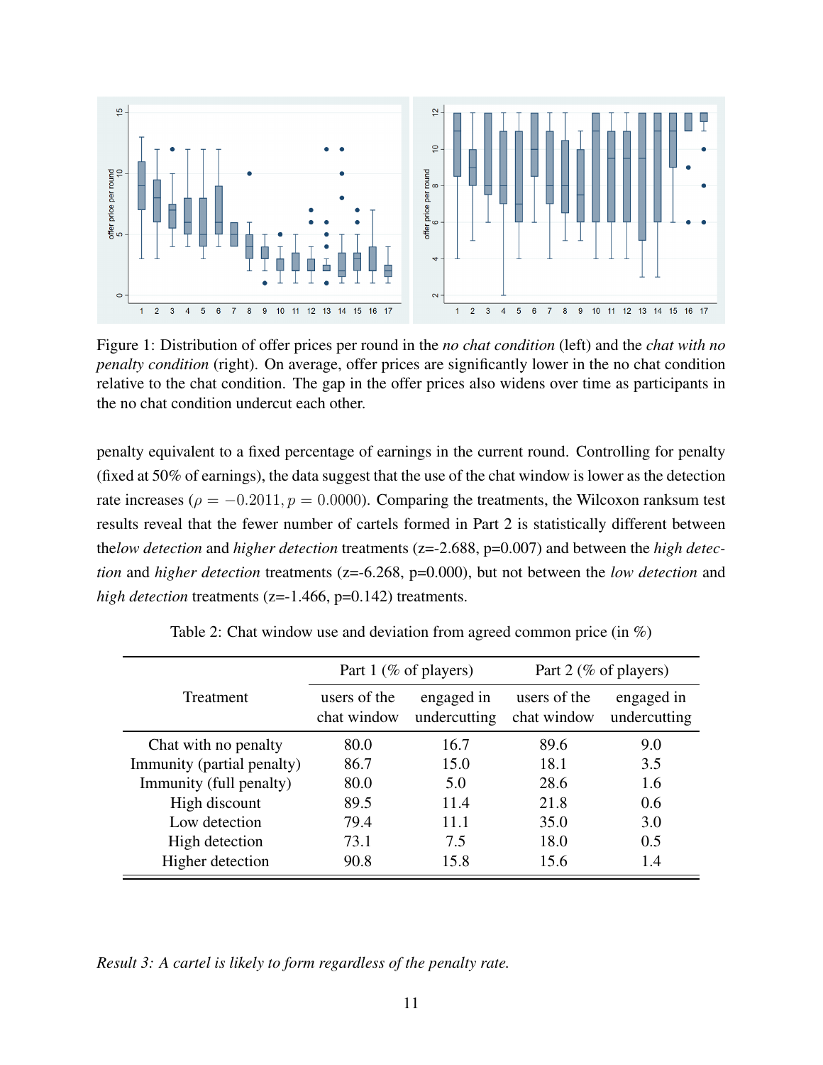Figure 1: Distribution of offer prices per round in the *no chat condition* (left) and the *chat with no penalty condition* (right). On average, offer prices are significantly lower in the no chat condition relative to the chat condition. The gap in the offer prices also widens over time as participants in the no chat condition undercut each other.

penalty equivalent to a fixed percentage of earnings in the current round. Controlling for penalty (fixed at 50% of earnings), the data suggest that the use of the chat window is lower as the detection rate increases ($\rho = -0.2011, p = 0.0000$). Comparing the treatments, the Wilcoxon ranksum test results reveal that the fewer number of cartels formed in Part 2 is statistically different between the*low detection* and *higher detection* treatments (z=-2.688, p=0.007) and between the *high detection* and *higher detection* treatments (z=-6.268, p=0.000), but not between the *low detection* and *high detection* treatments (z=-1.466, p=0.142) treatments.

Table 2: Chat window use and deviation from agreed common price (in %)

| Treatment | Part 1 (% of players) | | Part 2 (% of players) | |
|---|---|---|---|---|
| | users of the chat window | engaged in undercutting | users of the chat window | engaged in undercutting |
| Chat with no penalty | 80.0 | 16.7 | 89.6 | 9.0 |
| Immunity (partial penalty) | 86.7 | 15.0 | 18.1 | 3.5 |
| Immunity (full penalty) | 80.0 | 5.0 | 28.6 | 1.6 |
| High discount | 89.5 | 11.4 | 21.8 | 0.6 |
| Low detection | 79.4 | 11.1 | 35.0 | 3.0 |
| High detection | 73.1 | 7.5 | 18.0 | 0.5 |
| Higher detection | 90.8 | 15.8 | 15.6 | 1.4 |

*Result 3: A cartel is likely to form regardless of the penalty rate.*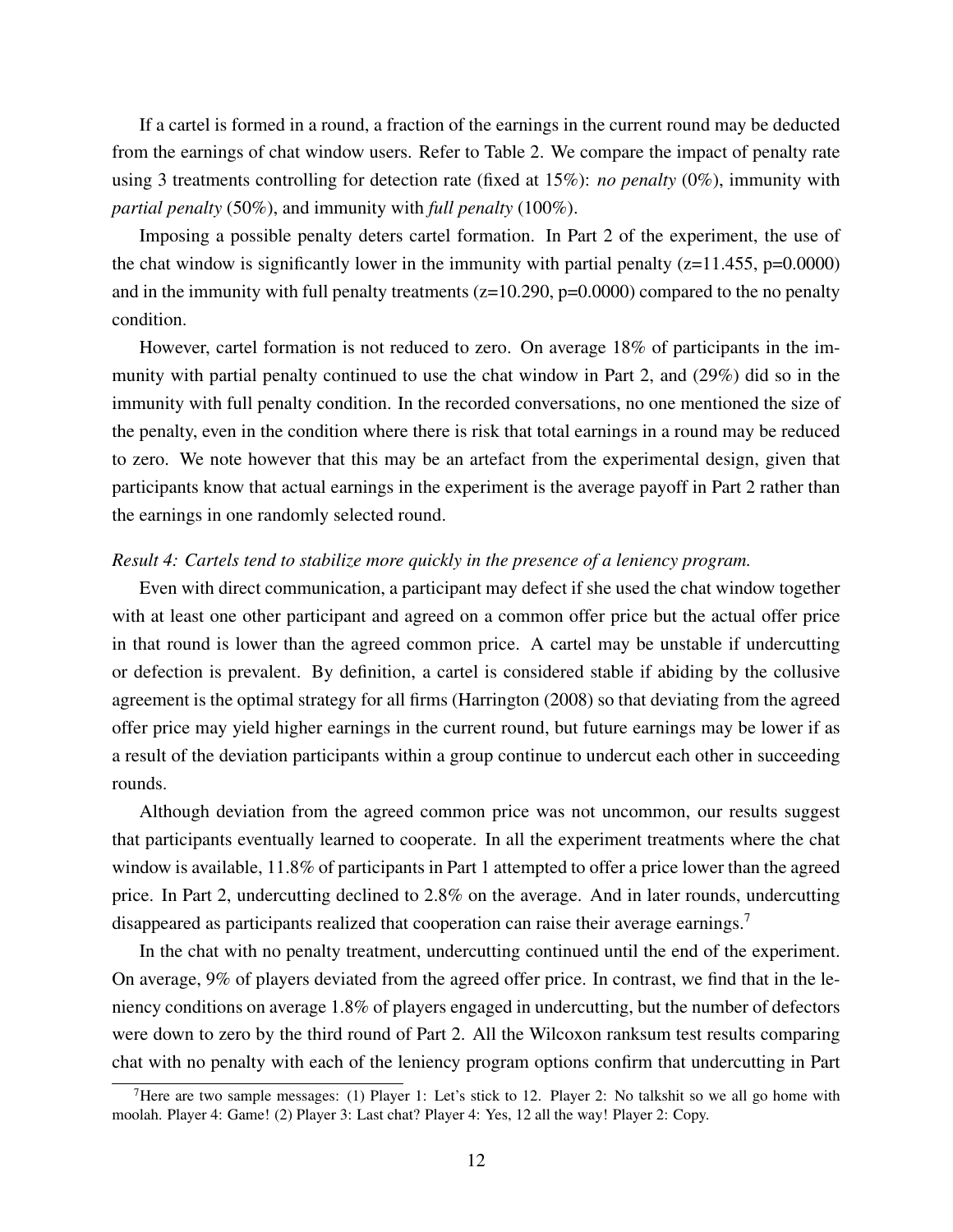If a cartel is formed in a round, a fraction of the earnings in the current round may be deducted from the earnings of chat window users. Refer to Table 2. We compare the impact of penalty rate using 3 treatments controlling for detection rate (fixed at 15%): *no penalty* (0%), immunity with *partial penalty* (50%), and immunity with *full penalty* (100%).

Imposing a possible penalty deters cartel formation. In Part 2 of the experiment, the use of the chat window is significantly lower in the immunity with partial penalty (z=11.455, p=0.0000) and in the immunity with full penalty treatments (z=10.290, p=0.0000) compared to the no penalty condition.

However, cartel formation is not reduced to zero. On average 18% of participants in the immunity with partial penalty continued to use the chat window in Part 2, and (29%) did so in the immunity with full penalty condition. In the recorded conversations, no one mentioned the size of the penalty, even in the condition where there is risk that total earnings in a round may be reduced to zero. We note however that this may be an artefact from the experimental design, given that participants know that actual earnings in the experiment is the average payoff in Part 2 rather than the earnings in one randomly selected round.

*Result 4: Cartels tend to stabilize more quickly in the presence of a leniency program.*

Even with direct communication, a participant may defect if she used the chat window together with at least one other participant and agreed on a common offer price but the actual offer price in that round is lower than the agreed common price. A cartel may be unstable if undercutting or defection is prevalent. By definition, a cartel is considered stable if abiding by the collusive agreement is the optimal strategy for all firms (Harrington (2008) so that deviating from the agreed offer price may yield higher earnings in the current round, but future earnings may be lower if as a result of the deviation participants within a group continue to undercut each other in succeeding rounds.

Although deviation from the agreed common price was not uncommon, our results suggest that participants eventually learned to cooperate. In all the experiment treatments where the chat window is available, 11.8% of participants in Part 1 attempted to offer a price lower than the agreed price. In Part 2, undercutting declined to 2.8% on the average. And in later rounds, undercutting disappeared as participants realized that cooperation can raise their average earnings.[7]

In the chat with no penalty treatment, undercutting continued until the end of the experiment. On average, 9% of players deviated from the agreed offer price. In contrast, we find that in the leniency conditions on average 1.8% of players engaged in undercutting, but the number of defectors were down to zero by the third round of Part 2. All the Wilcoxon ranksum test results comparing chat with no penalty with each of the leniency program options confirm that undercutting in Part

[7]Here are two sample messages: (1) Player 1: Let's stick to 12. Player 2: No talkshit so we all go home with moolah. Player 4: Game! (2) Player 3: Last chat? Player 4: Yes, 12 all the way! Player 2: Copy.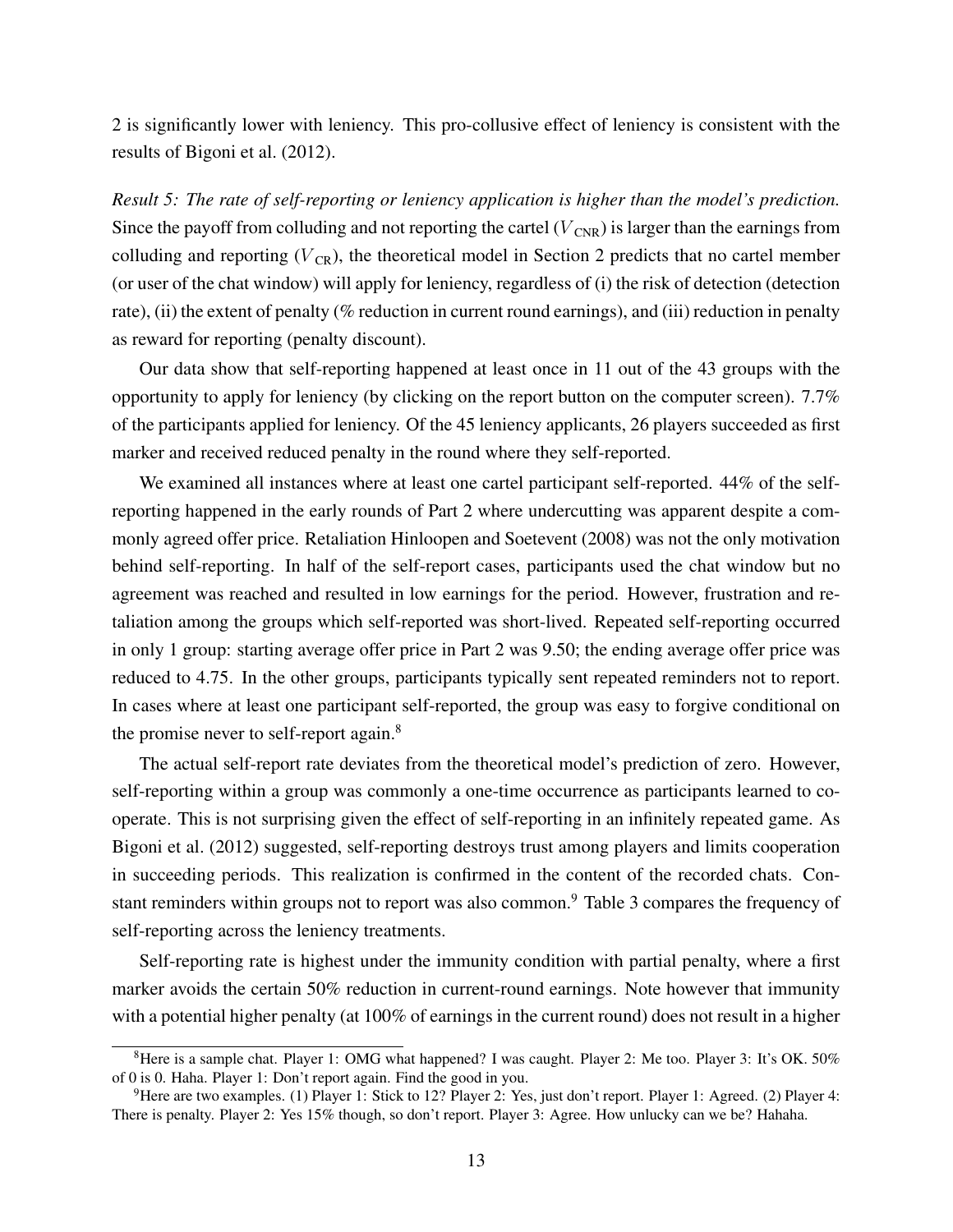2 is significantly lower with leniency. This pro-collusive effect of leniency is consistent with the results of Bigoni et al. (2012).

*Result 5: The rate of self-reporting or leniency application is higher than the model's prediction.* Since the payoff from colluding and not reporting the cartel ($V_{\text{CNR}}$) is larger than the earnings from colluding and reporting ($V_{\text{CR}}$), the theoretical model in Section 2 predicts that no cartel member (or user of the chat window) will apply for leniency, regardless of (i) the risk of detection (detection rate), (ii) the extent of penalty (% reduction in current round earnings), and (iii) reduction in penalty as reward for reporting (penalty discount).

Our data show that self-reporting happened at least once in 11 out of the 43 groups with the opportunity to apply for leniency (by clicking on the report button on the computer screen). 7.7% of the participants applied for leniency. Of the 45 leniency applicants, 26 players succeeded as first marker and received reduced penalty in the round where they self-reported.

We examined all instances where at least one cartel participant self-reported. 44% of the self-reporting happened in the early rounds of Part 2 where undercutting was apparent despite a commonly agreed offer price. Retaliation Hinloopen and Soetevent (2008) was not the only motivation behind self-reporting. In half of the self-report cases, participants used the chat window but no agreement was reached and resulted in low earnings for the period. However, frustration and retaliation among the groups which self-reported was short-lived. Repeated self-reporting occurred in only 1 group: starting average offer price in Part 2 was 9.50; the ending average offer price was reduced to 4.75. In the other groups, participants typically sent repeated reminders not to report. In cases where at least one participant self-reported, the group was easy to forgive conditional on the promise never to self-report again.[8]

The actual self-report rate deviates from the theoretical model's prediction of zero. However, self-reporting within a group was commonly a one-time occurrence as participants learned to cooperate. This is not surprising given the effect of self-reporting in an infinitely repeated game. As Bigoni et al. (2012) suggested, self-reporting destroys trust among players and limits cooperation in succeeding periods. This realization is confirmed in the content of the recorded chats. Constant reminders within groups not to report was also common.[9] Table 3 compares the frequency of self-reporting across the leniency treatments.

Self-reporting rate is highest under the immunity condition with partial penalty, where a first marker avoids the certain 50% reduction in current-round earnings. Note however that immunity with a potential higher penalty (at 100% of earnings in the current round) does not result in a higher

---

[8] Here is a sample chat. Player 1: OMG what happened? I was caught. Player 2: Me too. Player 3: It's OK. 50% of 0 is 0. Haha. Player 1: Don't report again. Find the good in you.

[9] Here are two examples. (1) Player 1: Stick to 12? Player 2: Yes, just don't report. Player 1: Agreed. (2) Player 4: There is penalty. Player 2: Yes 15% though, so don't report. Player 3: Agree. How unlucky can we be? Hahaha.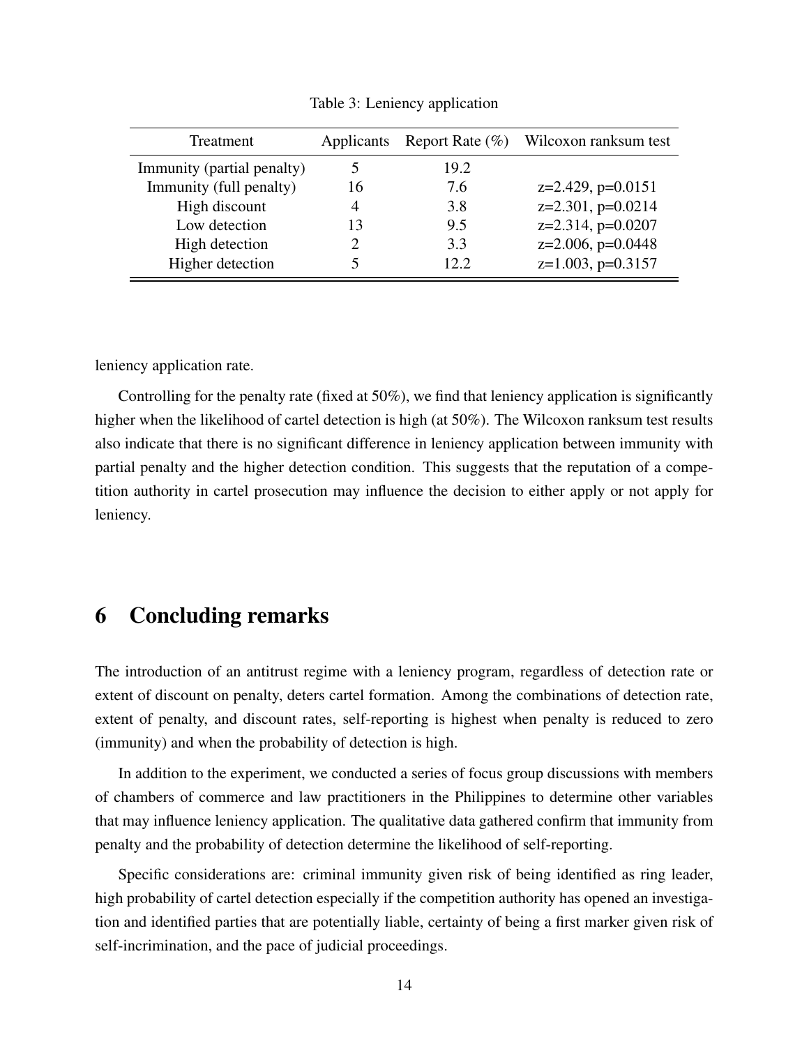Table 3: Leniency application

| Treatment | Applicants | Report Rate (%) | Wilcoxon ranksum test |
|---|---|---|---|
| Immunity (partial penalty) | 5 | 19.2 | |
| Immunity (full penalty) | 16 | 7.6 | z=2.429, p=0.0151 |
| High discount | 4 | 3.8 | z=2.301, p=0.0214 |
| Low detection | 13 | 9.5 | z=2.314, p=0.0207 |
| High detection | 2 | 3.3 | z=2.006, p=0.0448 |
| Higher detection | 5 | 12.2 | z=1.003, p=0.3157 |

leniency application rate.

Controlling for the penalty rate (fixed at 50%), we find that leniency application is significantly higher when the likelihood of cartel detection is high (at 50%). The Wilcoxon ranksum test results also indicate that there is no significant difference in leniency application between immunity with partial penalty and the higher detection condition. This suggests that the reputation of a competition authority in cartel prosecution may influence the decision to either apply or not apply for leniency.

# 6 Concluding remarks

The introduction of an antitrust regime with a leniency program, regardless of detection rate or extent of discount on penalty, deters cartel formation. Among the combinations of detection rate, extent of penalty, and discount rates, self-reporting is highest when penalty is reduced to zero (immunity) and when the probability of detection is high.

In addition to the experiment, we conducted a series of focus group discussions with members of chambers of commerce and law practitioners in the Philippines to determine other variables that may influence leniency application. The qualitative data gathered confirm that immunity from penalty and the probability of detection determine the likelihood of self-reporting.

Specific considerations are: criminal immunity given risk of being identified as ring leader, high probability of cartel detection especially if the competition authority has opened an investigation and identified parties that are potentially liable, certainty of being a first marker given risk of self-incrimination, and the pace of judicial proceedings.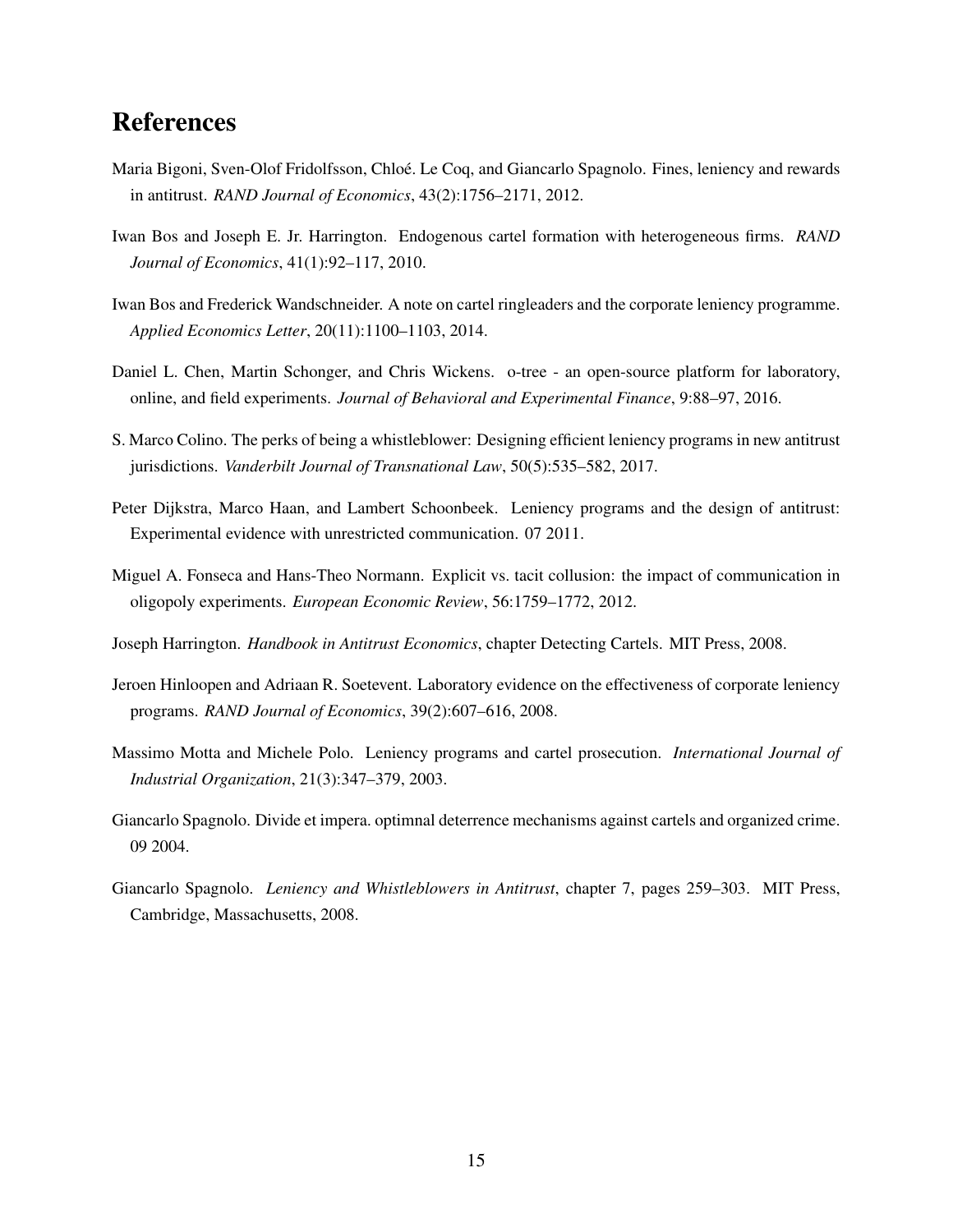# References

Maria Bigoni, Sven-Olof Fridolfsson, Chloé. Le Coq, and Giancarlo Spagnolo. Fines, leniency and rewards in antitrust. *RAND Journal of Economics*, 43(2):1756–2171, 2012.

Iwan Bos and Joseph E. Jr. Harrington. Endogenous cartel formation with heterogeneous firms. *RAND Journal of Economics*, 41(1):92–117, 2010.

Iwan Bos and Frederick Wandschneider. A note on cartel ringleaders and the corporate leniency programme. *Applied Economics Letter*, 20(11):1100–1103, 2014.

Daniel L. Chen, Martin Schonger, and Chris Wickens. o-tree - an open-source platform for laboratory, online, and field experiments. *Journal of Behavioral and Experimental Finance*, 9:88–97, 2016.

S. Marco Colino. The perks of being a whistleblower: Designing efficient leniency programs in new antitrust jurisdictions. *Vanderbilt Journal of Transnational Law*, 50(5):535–582, 2017.

Peter Dijkstra, Marco Haan, and Lambert Schoonbeek. Leniency programs and the design of antitrust: Experimental evidence with unrestricted communication. 07 2011.

Miguel A. Fonseca and Hans-Theo Normann. Explicit vs. tacit collusion: the impact of communication in oligopoly experiments. *European Economic Review*, 56:1759–1772, 2012.

Joseph Harrington. *Handbook in Antitrust Economics*, chapter Detecting Cartels. MIT Press, 2008.

Jeroen Hinloopen and Adriaan R. Soetevent. Laboratory evidence on the effectiveness of corporate leniency programs. *RAND Journal of Economics*, 39(2):607–616, 2008.

Massimo Motta and Michele Polo. Leniency programs and cartel prosecution. *International Journal of Industrial Organization*, 21(3):347–379, 2003.

Giancarlo Spagnolo. Divide et impera. optimnal deterrence mechanisms against cartels and organized crime. 09 2004.

Giancarlo Spagnolo. *Leniency and Whistleblowers in Antitrust*, chapter 7, pages 259–303. MIT Press, Cambridge, Massachusetts, 2008.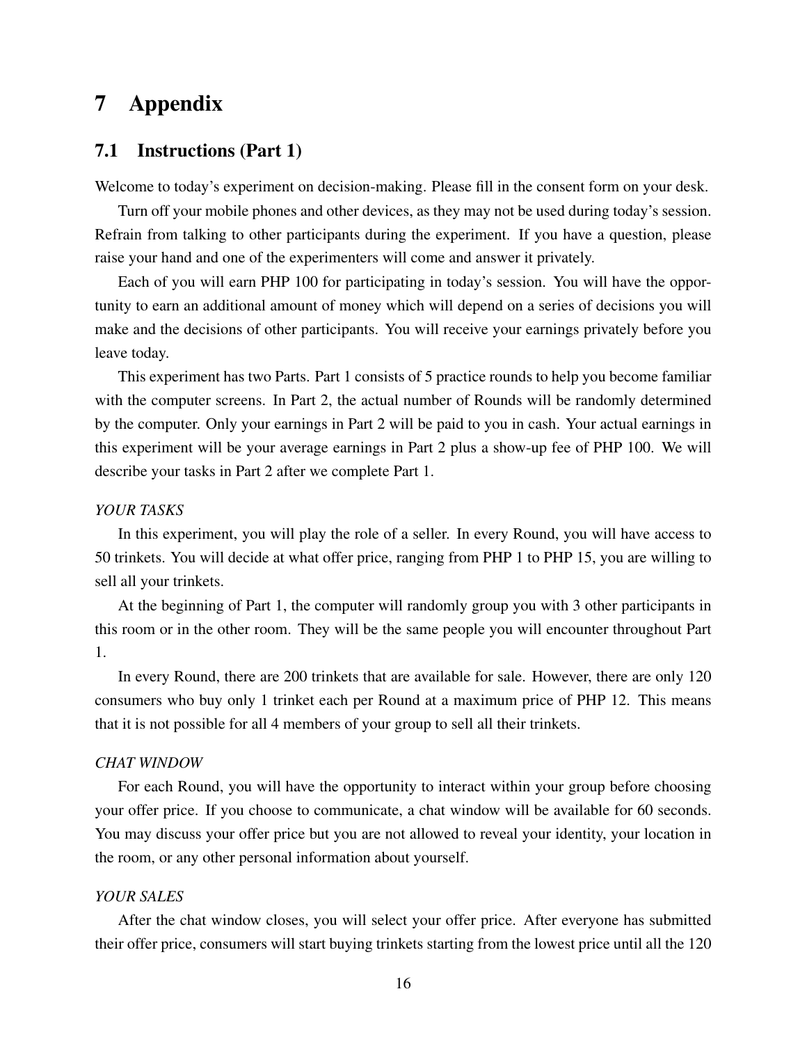# 7 Appendix

## 7.1 Instructions (Part 1)

Welcome to today's experiment on decision-making. Please fill in the consent form on your desk.

Turn off your mobile phones and other devices, as they may not be used during today's session. Refrain from talking to other participants during the experiment. If you have a question, please raise your hand and one of the experimenters will come and answer it privately.

Each of you will earn PHP 100 for participating in today's session. You will have the opportunity to earn an additional amount of money which will depend on a series of decisions you will make and the decisions of other participants. You will receive your earnings privately before you leave today.

This experiment has two Parts. Part 1 consists of 5 practice rounds to help you become familiar with the computer screens. In Part 2, the actual number of Rounds will be randomly determined by the computer. Only your earnings in Part 2 will be paid to you in cash. Your actual earnings in this experiment will be your average earnings in Part 2 plus a show-up fee of PHP 100. We will describe your tasks in Part 2 after we complete Part 1.

*YOUR TASKS*

In this experiment, you will play the role of a seller. In every Round, you will have access to 50 trinkets. You will decide at what offer price, ranging from PHP 1 to PHP 15, you are willing to sell all your trinkets.

At the beginning of Part 1, the computer will randomly group you with 3 other participants in this room or in the other room. They will be the same people you will encounter throughout Part 1.

In every Round, there are 200 trinkets that are available for sale. However, there are only 120 consumers who buy only 1 trinket each per Round at a maximum price of PHP 12. This means that it is not possible for all 4 members of your group to sell all their trinkets.

*CHAT WINDOW*

For each Round, you will have the opportunity to interact within your group before choosing your offer price. If you choose to communicate, a chat window will be available for 60 seconds. You may discuss your offer price but you are not allowed to reveal your identity, your location in the room, or any other personal information about yourself.

*YOUR SALES*

After the chat window closes, you will select your offer price. After everyone has submitted their offer price, consumers will start buying trinkets starting from the lowest price until all the 120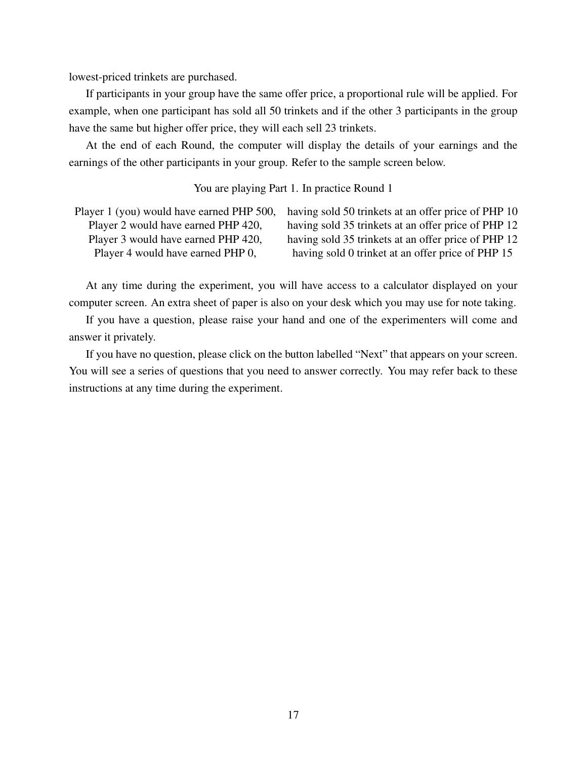lowest-priced trinkets are purchased.

If participants in your group have the same offer price, a proportional rule will be applied. For example, when one participant has sold all 50 trinkets and if the other 3 participants in the group have the same but higher offer price, they will each sell 23 trinkets.

At the end of each Round, the computer will display the details of your earnings and the earnings of the other participants in your group. Refer to the sample screen below.

You are playing Part 1. In practice Round 1

| | |
|---|---|
| Player 1 (you) would have earned PHP 500, | having sold 50 trinkets at an offer price of PHP 10 |
| Player 2 would have earned PHP 420, | having sold 35 trinkets at an offer price of PHP 12 |
| Player 3 would have earned PHP 420, | having sold 35 trinkets at an offer price of PHP 12 |
| Player 4 would have earned PHP 0, | having sold 0 trinket at an offer price of PHP 15 |

At any time during the experiment, you will have access to a calculator displayed on your computer screen. An extra sheet of paper is also on your desk which you may use for note taking.

If you have a question, please raise your hand and one of the experimenters will come and answer it privately.

If you have no question, please click on the button labelled "Next" that appears on your screen. You will see a series of questions that you need to answer correctly. You may refer back to these instructions at any time during the experiment.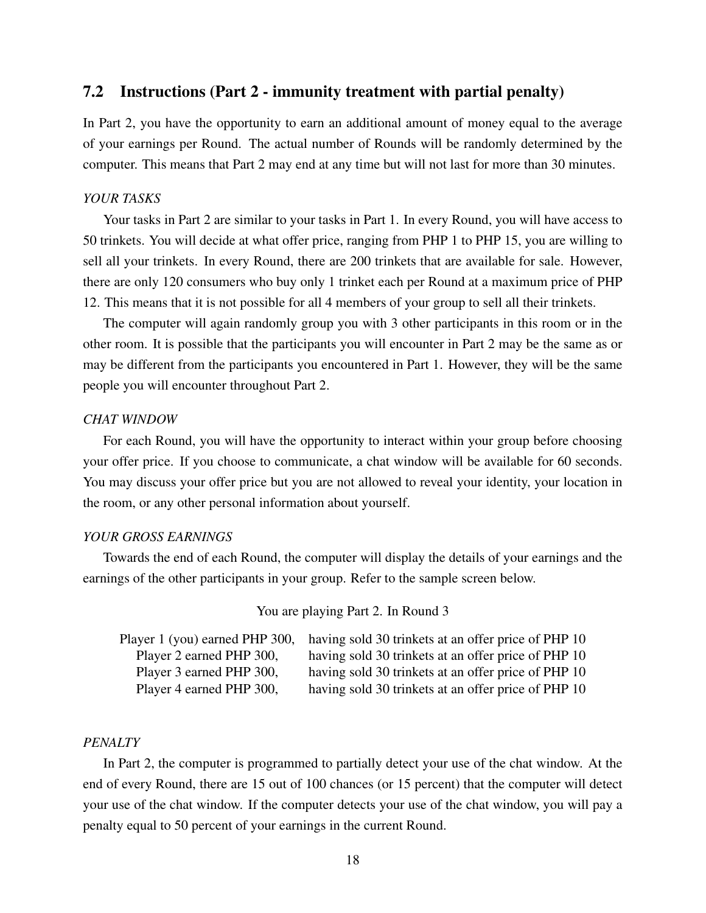## 7.2 Instructions (Part 2 - immunity treatment with partial penalty)

In Part 2, you have the opportunity to earn an additional amount of money equal to the average of your earnings per Round. The actual number of Rounds will be randomly determined by the computer. This means that Part 2 may end at any time but will not last for more than 30 minutes.

*YOUR TASKS*

Your tasks in Part 2 are similar to your tasks in Part 1. In every Round, you will have access to 50 trinkets. You will decide at what offer price, ranging from PHP 1 to PHP 15, you are willing to sell all your trinkets. In every Round, there are 200 trinkets that are available for sale. However, there are only 120 consumers who buy only 1 trinket each per Round at a maximum price of PHP 12. This means that it is not possible for all 4 members of your group to sell all their trinkets.

The computer will again randomly group you with 3 other participants in this room or in the other room. It is possible that the participants you will encounter in Part 2 may be the same as or may be different from the participants you encountered in Part 1. However, they will be the same people you will encounter throughout Part 2.

*CHAT WINDOW*

For each Round, you will have the opportunity to interact within your group before choosing your offer price. If you choose to communicate, a chat window will be available for 60 seconds. You may discuss your offer price but you are not allowed to reveal your identity, your location in the room, or any other personal information about yourself.

*YOUR GROSS EARNINGS*

Towards the end of each Round, the computer will display the details of your earnings and the earnings of the other participants in your group. Refer to the sample screen below.

You are playing Part 2. In Round 3

| | |
|---|---|
| Player 1 (you) earned PHP 300, | having sold 30 trinkets at an offer price of PHP 10 |
| Player 2 earned PHP 300, | having sold 30 trinkets at an offer price of PHP 10 |
| Player 3 earned PHP 300, | having sold 30 trinkets at an offer price of PHP 10 |
| Player 4 earned PHP 300, | having sold 30 trinkets at an offer price of PHP 10 |

*PENALTY*

In Part 2, the computer is programmed to partially detect your use of the chat window. At the end of every Round, there are 15 out of 100 chances (or 15 percent) that the computer will detect your use of the chat window. If the computer detects your use of the chat window, you will pay a penalty equal to 50 percent of your earnings in the current Round.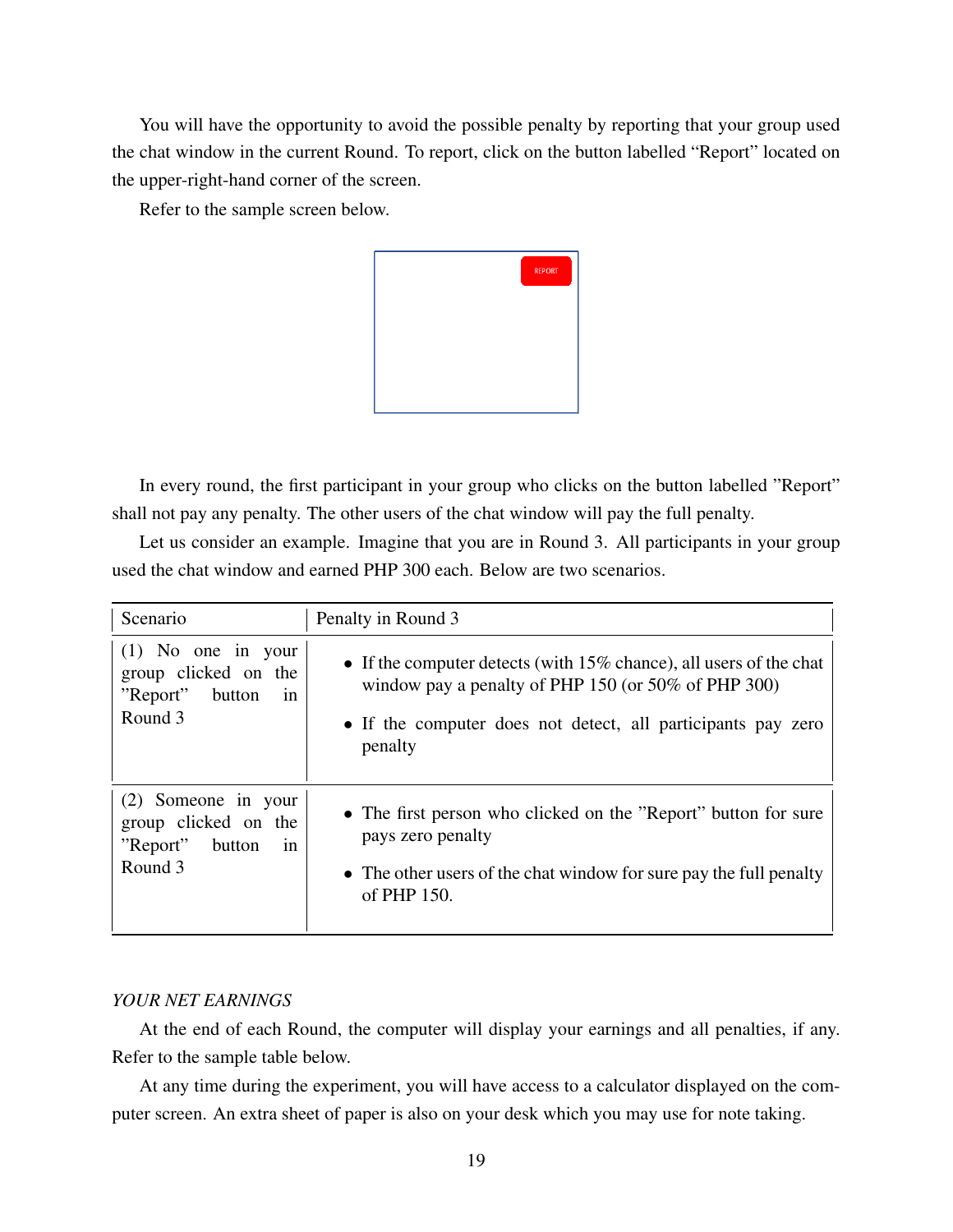You will have the opportunity to avoid the possible penalty by reporting that your group used the chat window in the current Round. To report, click on the button labelled "Report" located on the upper-right-hand corner of the screen.

Refer to the sample screen below.

REPORT

In every round, the first participant in your group who clicks on the button labelled "Report" shall not pay any penalty. The other users of the chat window will pay the full penalty.

Let us consider an example. Imagine that you are in Round 3. All participants in your group used the chat window and earned PHP 300 each. Below are two scenarios.

| Scenario | Penalty in Round 3 |
|---|---|
| (1) No one in your group clicked on the "Report" button in Round 3 | • If the computer detects (with 15% chance), all users of the chat window pay a penalty of PHP 150 (or 50% of PHP 300)<br>• If the computer does not detect, all participants pay zero penalty |
| (2) Someone in your group clicked on the "Report" button in Round 3 | • The first person who clicked on the "Report" button for sure pays zero penalty<br>• The other users of the chat window for sure pay the full penalty of PHP 150. |

*YOUR NET EARNINGS*

At the end of each Round, the computer will display your earnings and all penalties, if any. Refer to the sample table below.

At any time during the experiment, you will have access to a calculator displayed on the computer screen. An extra sheet of paper is also on your desk which you may use for note taking.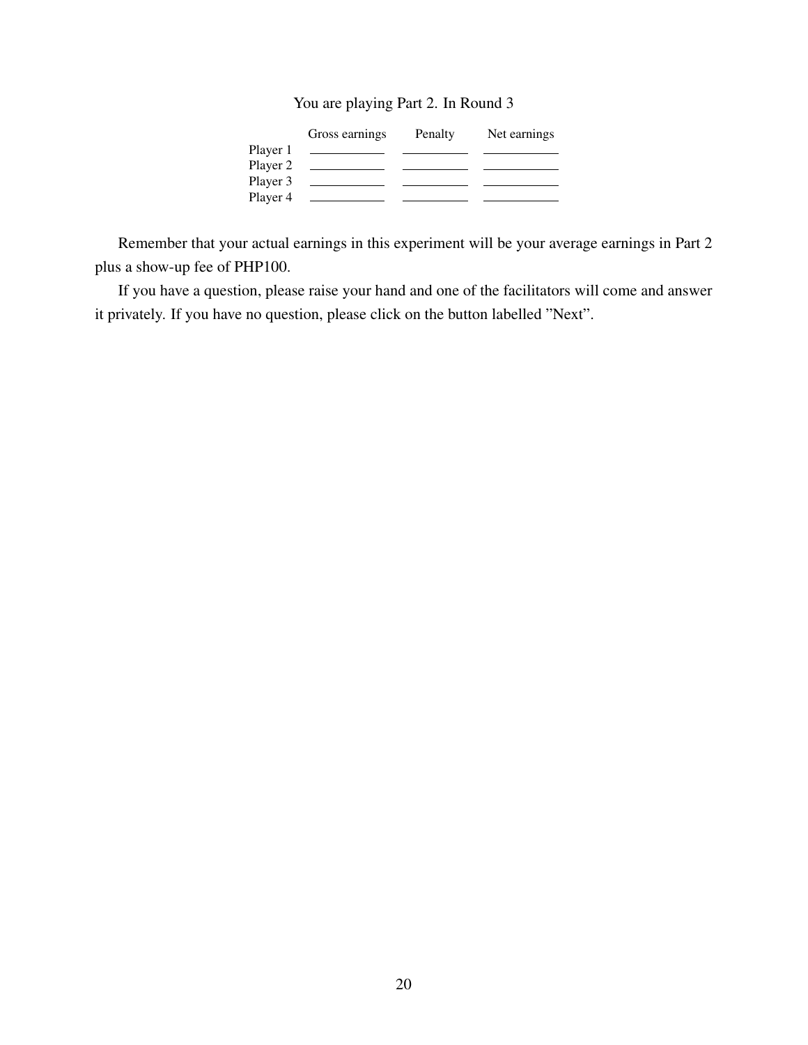You are playing Part 2. In Round 3

| | Gross earnings | Penalty | Net earnings |
|---|---|---|---|
| Player 1 | \_\_\_\_\_\_\_\_\_\_ | \_\_\_\_\_\_\_\_\_\_ | \_\_\_\_\_\_\_\_\_\_ |
| Player 2 | \_\_\_\_\_\_\_\_\_\_ | \_\_\_\_\_\_\_\_\_\_ | \_\_\_\_\_\_\_\_\_\_ |
| Player 3 | \_\_\_\_\_\_\_\_\_\_ | \_\_\_\_\_\_\_\_\_\_ | \_\_\_\_\_\_\_\_\_\_ |
| Player 4 | \_\_\_\_\_\_\_\_\_\_ | \_\_\_\_\_\_\_\_\_\_ | \_\_\_\_\_\_\_\_\_\_ |

Remember that your actual earnings in this experiment will be your average earnings in Part 2 plus a show-up fee of PHP100.

If you have a question, please raise your hand and one of the facilitators will come and answer it privately. If you have no question, please click on the button labelled "Next".